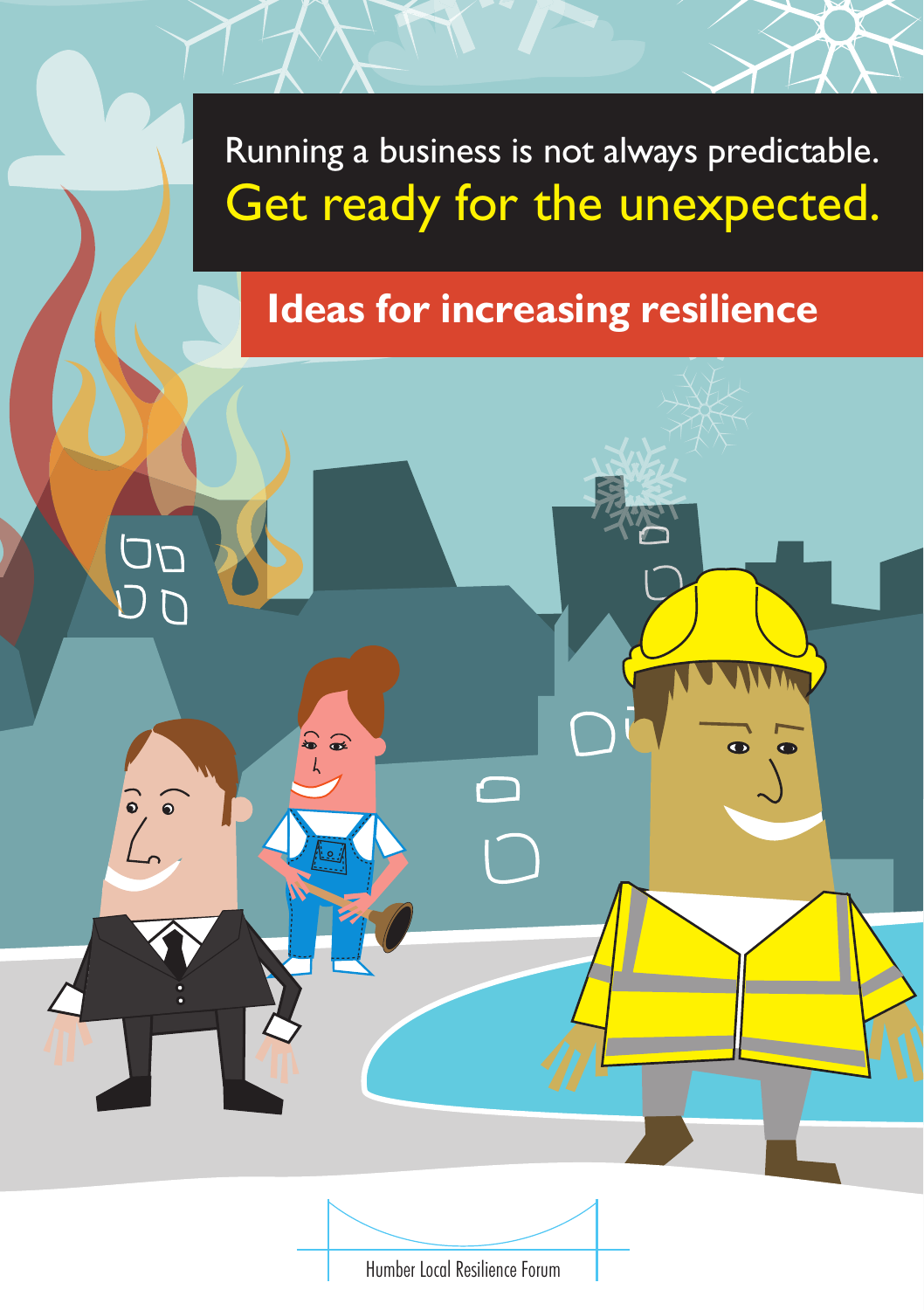Running a business is not always predictable.

# Get ready for the unexpected.

## Ideas for increasing resilience

Humber Local Resilience Forum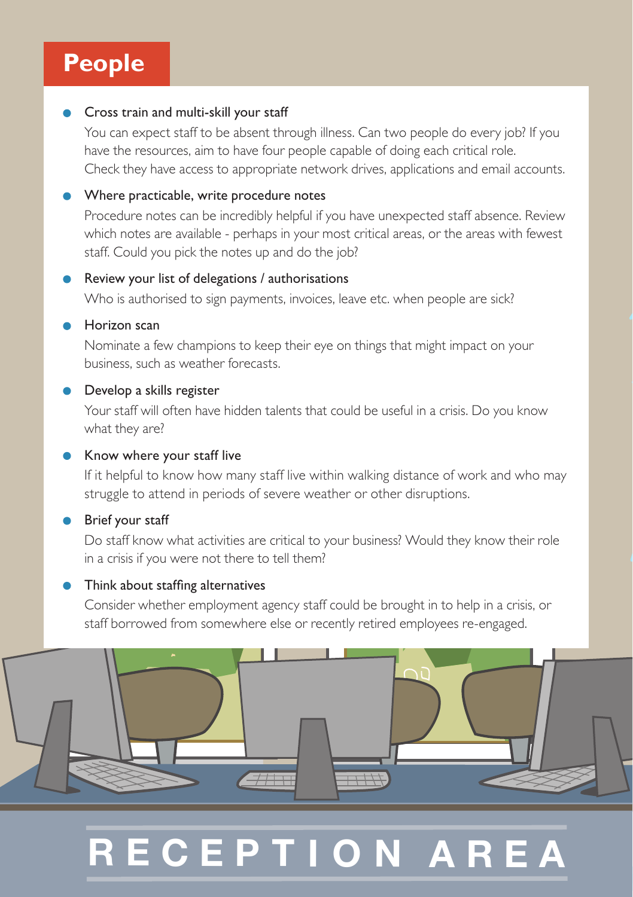# People

- **Cross train and multi-skill your staff**

  You can expect staff to be absent through illness. Can two people do every job? If you have the resources, aim to have four people capable of doing each critical role. Check they have access to appropriate network drives, applications and email accounts.

- **Where practicable, write procedure notes**

  Procedure notes can be incredibly helpful if you have unexpected staff absence. Review which notes are available - perhaps in your most critical areas, or the areas with fewest staff. Could you pick the notes up and do the job?

- **Review your list of delegations / authorisations**

  Who is authorised to sign payments, invoices, leave etc. when people are sick?

- **Horizon scan**

  Nominate a few champions to keep their eye on things that might impact on your business, such as weather forecasts.

- **Develop a skills register**

  Your staff will often have hidden talents that could be useful in a crisis. Do you know what they are?

- **Know where your staff live**

  If it helpful to know how many staff live within walking distance of work and who may struggle to attend in periods of severe weather or other disruptions.

- **Brief your staff**

  Do staff know what activities are critical to your business? Would they know their role in a crisis if you were not there to tell them?

- **Think about staffing alternatives**

  Consider whether employment agency staff could be brought in to help in a crisis, or staff borrowed from somewhere else or recently retired employees re-engaged.

RECEPTION AREA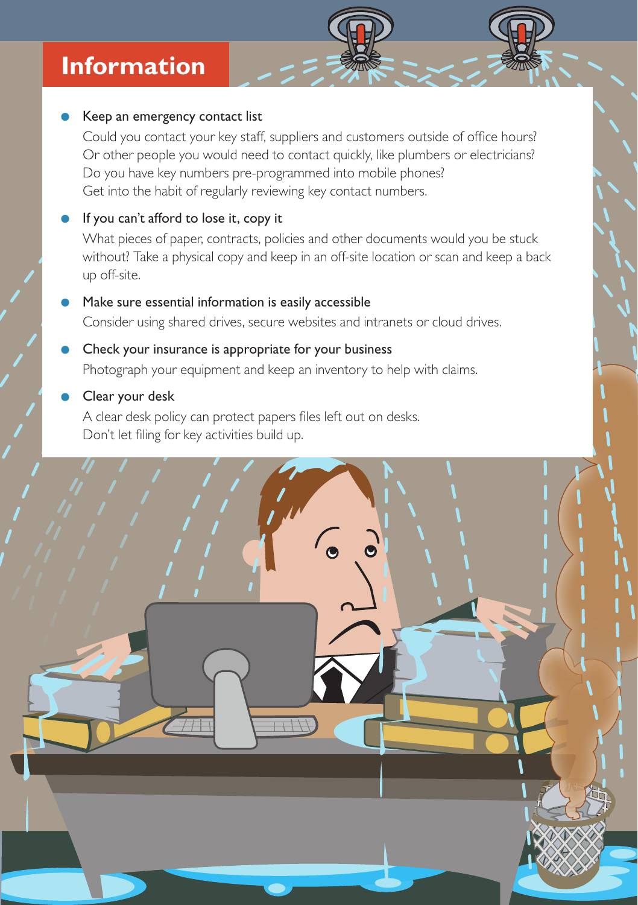# Information

- **Keep an emergency contact list**

  Could you contact your key staff, suppliers and customers outside of office hours? Or other people you would need to contact quickly, like plumbers or electricians? Do you have key numbers pre-programmed into mobile phones? Get into the habit of regularly reviewing key contact numbers.

- **If you can't afford to lose it, copy it**

  What pieces of paper, contracts, policies and other documents would you be stuck without? Take a physical copy and keep in an off-site location or scan and keep a back up off-site.

- **Make sure essential information is easily accessible**

  Consider using shared drives, secure websites and intranets or cloud drives.

- **Check your insurance is appropriate for your business**

  Photograph your equipment and keep an inventory to help with claims.

- **Clear your desk**

  A clear desk policy can protect papers files left out on desks. Don't let filing for key activities build up.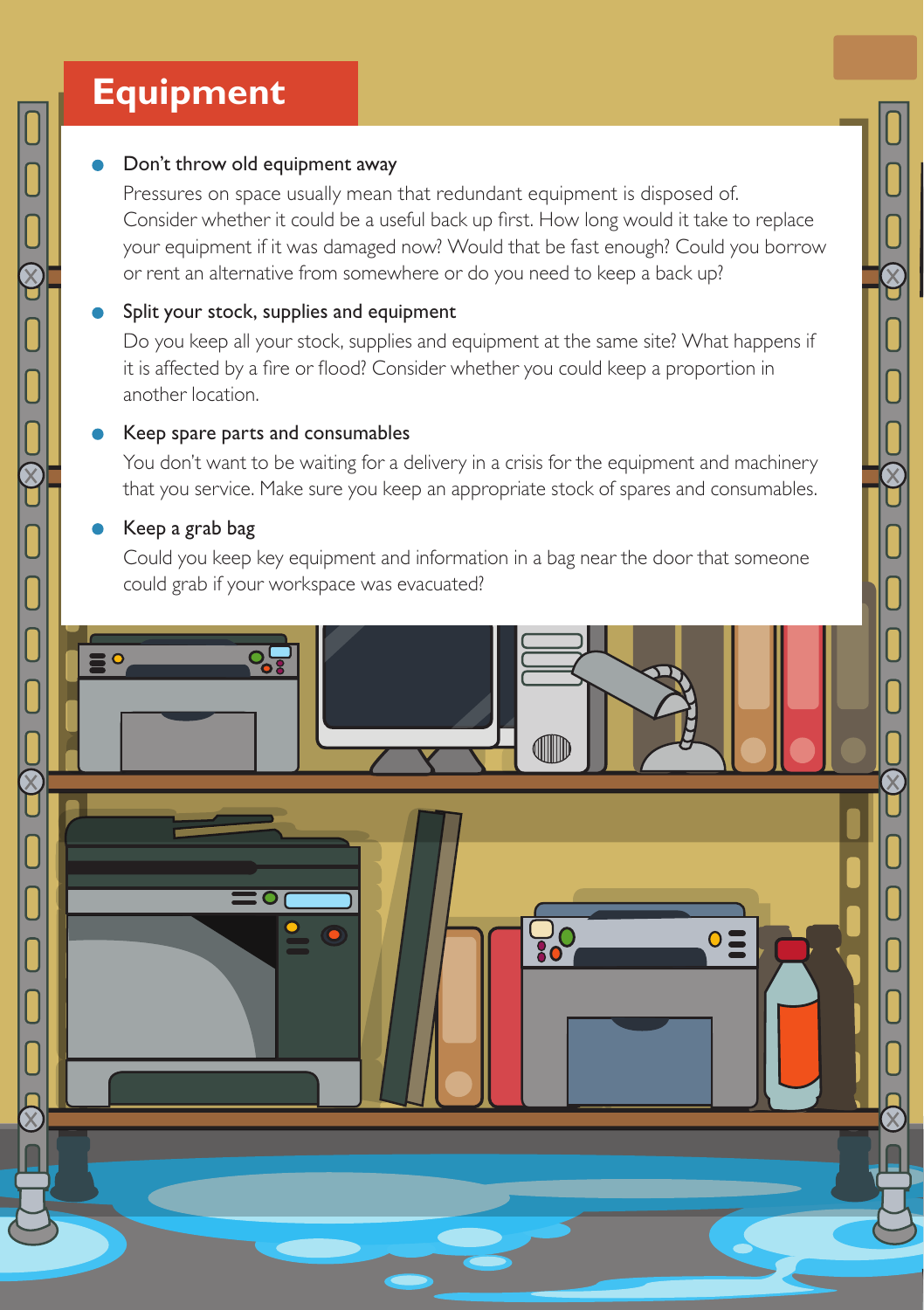# Equipment

- **Don't throw old equipment away**

  Pressures on space usually mean that redundant equipment is disposed of. Consider whether it could be a useful back up first. How long would it take to replace your equipment if it was damaged now? Would that be fast enough? Could you borrow or rent an alternative from somewhere or do you need to keep a back up?

- **Split your stock, supplies and equipment**

  Do you keep all your stock, supplies and equipment at the same site? What happens if it is affected by a fire or flood? Consider whether you could keep a proportion in another location.

- **Keep spare parts and consumables**

  You don't want to be waiting for a delivery in a crisis for the equipment and machinery that you service. Make sure you keep an appropriate stock of spares and consumables.

- **Keep a grab bag**

  Could you keep key equipment and information in a bag near the door that someone could grab if your workspace was evacuated?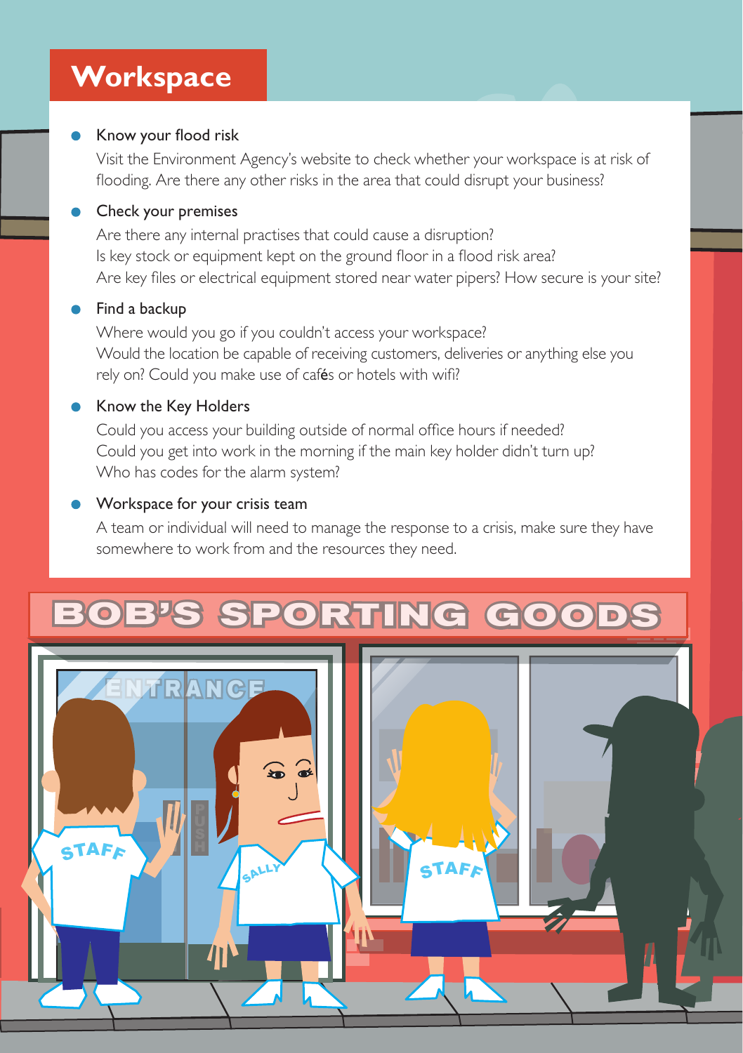# Workspace

- **Know your flood risk**

  Visit the Environment Agency's website to check whether your workspace is at risk of flooding. Are there any other risks in the area that could disrupt your business?

- **Check your premises**

  Are there any internal practises that could cause a disruption?
  Is key stock or equipment kept on the ground floor in a flood risk area?
  Are key files or electrical equipment stored near water pipers? How secure is your site?

- **Find a backup**

  Where would you go if you couldn't access your workspace?
  Would the location be capable of receiving customers, deliveries or anything else you rely on? Could you make use of cafés or hotels with wifi?

- **Know the Key Holders**

  Could you access your building outside of normal office hours if needed?
  Could you get into work in the morning if the main key holder didn't turn up?
  Who has codes for the alarm system?

- **Workspace for your crisis team**

  A team or individual will need to manage the response to a crisis, make sure they have somewhere to work from and the resources they need.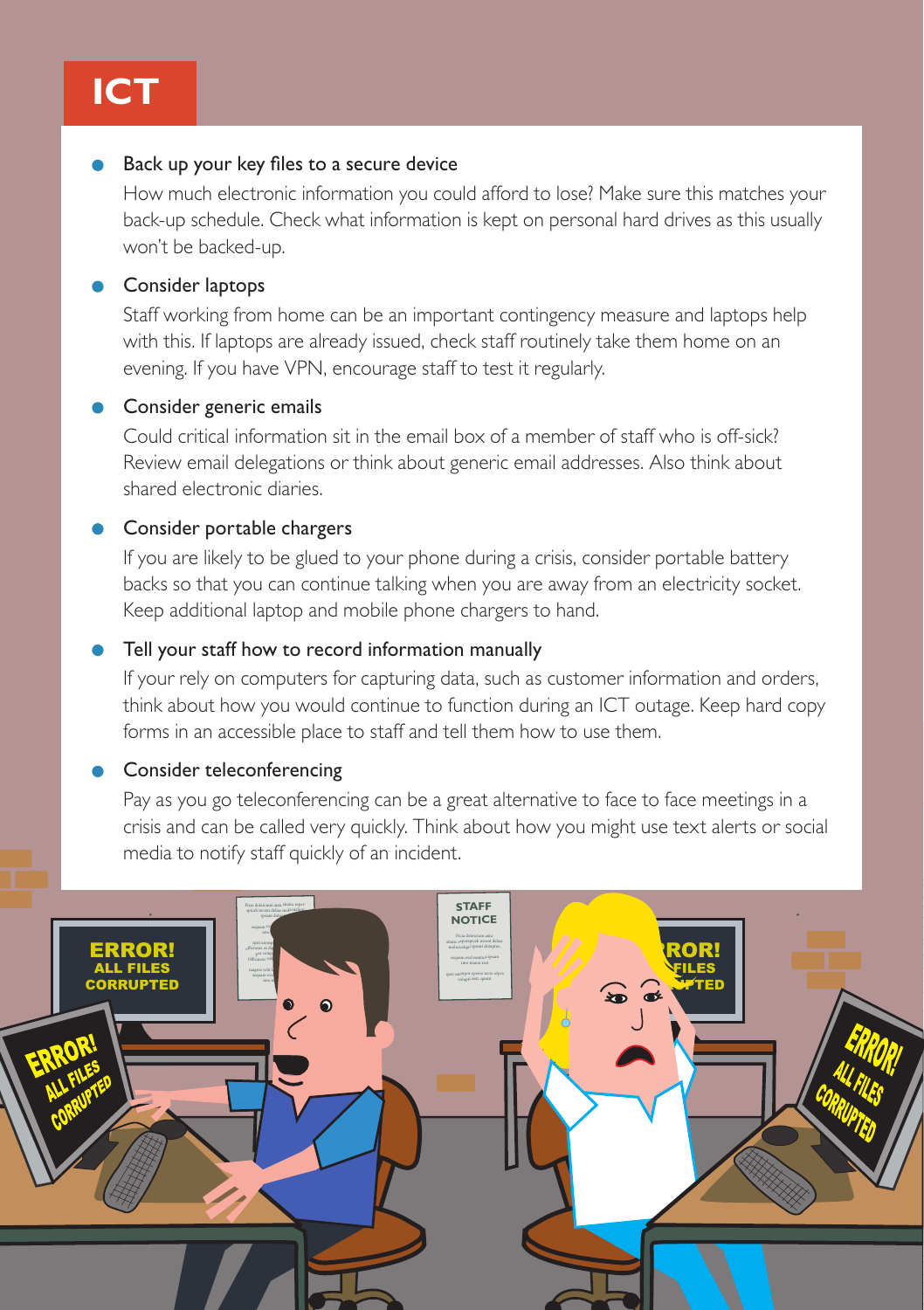# ICT

- **Back up your key files to a secure device**

  How much electronic information you could afford to lose? Make sure this matches your back-up schedule. Check what information is kept on personal hard drives as this usually won't be backed-up.

- **Consider laptops**

  Staff working from home can be an important contingency measure and laptops help with this. If laptops are already issued, check staff routinely take them home on an evening. If you have VPN, encourage staff to test it regularly.

- **Consider generic emails**

  Could critical information sit in the email box of a member of staff who is off-sick? Review email delegations or think about generic email addresses. Also think about shared electronic diaries.

- **Consider portable chargers**

  If you are likely to be glued to your phone during a crisis, consider portable battery backs so that you can continue talking when you are away from an electricity socket. Keep additional laptop and mobile phone chargers to hand.

- **Tell your staff how to record information manually**

  If your rely on computers for capturing data, such as customer information and orders, think about how you would continue to function during an ICT outage. Keep hard copy forms in an accessible place to staff and tell them how to use them.

- **Consider teleconferencing**

  Pay as you go teleconferencing can be a great alternative to face to face meetings in a crisis and can be called very quickly. Think about how you might use text alerts or social media to notify staff quickly of an incident.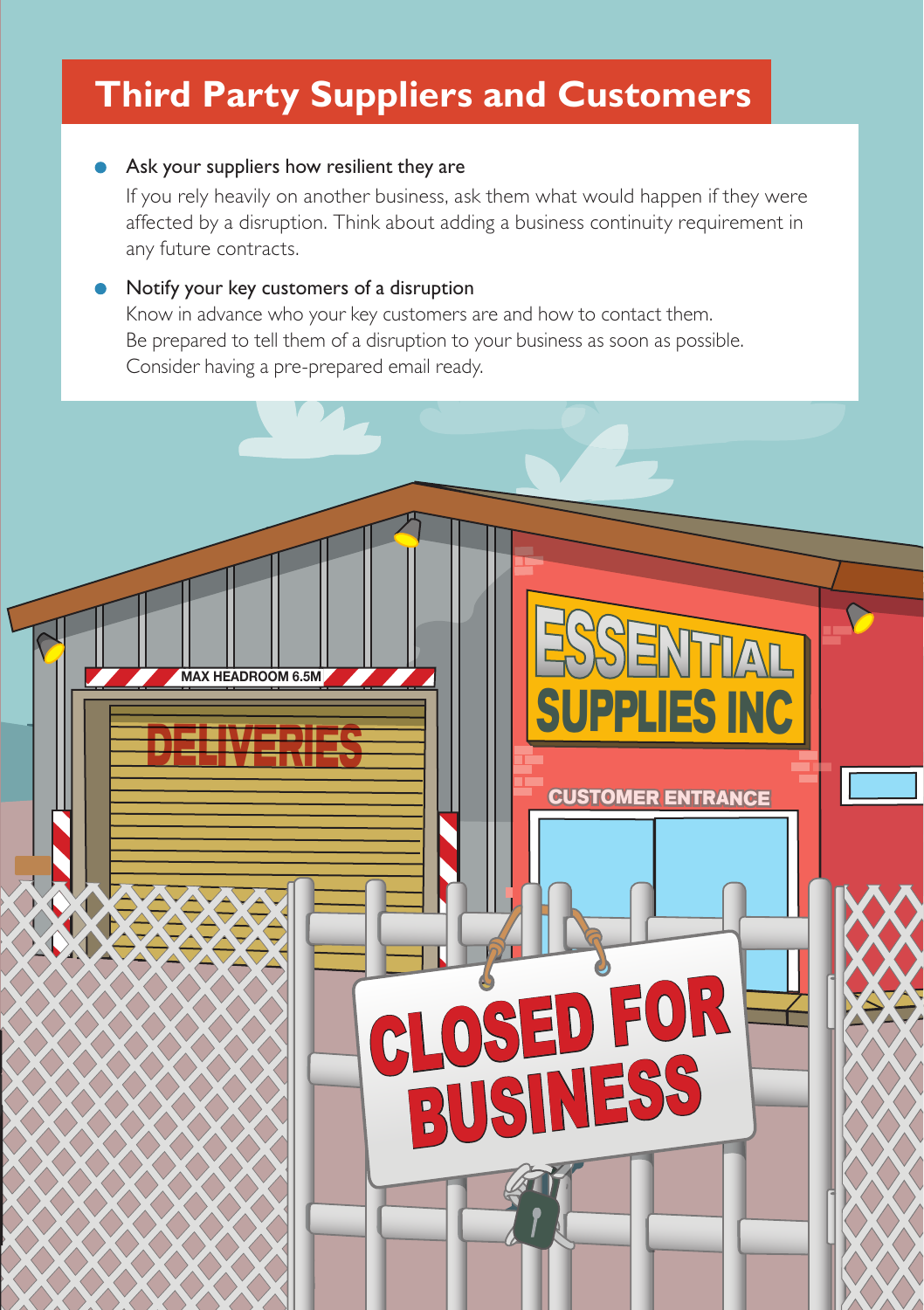# Third Party Suppliers and Customers

- **Ask your suppliers how resilient they are**
  If you rely heavily on another business, ask them what would happen if they were affected by a disruption. Think about adding a business continuity requirement in any future contracts.

- **Notify your key customers of a disruption**
  Know in advance who your key customers are and how to contact them. Be prepared to tell them of a disruption to your business as soon as possible. Consider having a pre-prepared email ready.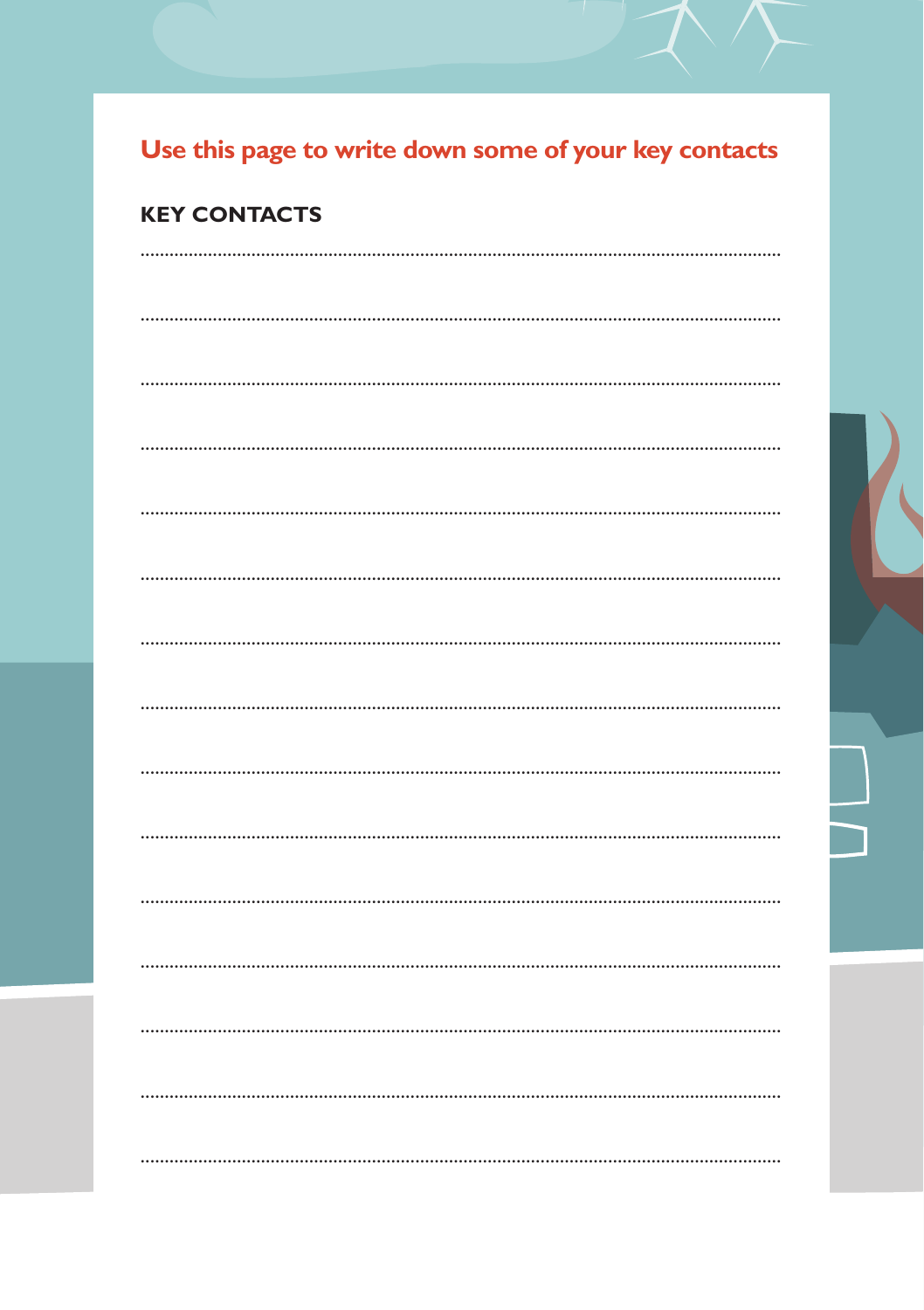## Use this page to write down some of your key contacts

### KEY CONTACTS

..........................................................................................................................................

..........................................................................................................................................

..........................................................................................................................................

..........................................................................................................................................

..........................................................................................................................................

..........................................................................................................................................

..........................................................................................................................................

..........................................................................................................................................

..........................................................................................................................................

..........................................................................................................................................

..........................................................................................................................................

..........................................................................................................................................

..........................................................................................................................................

..........................................................................................................................................

..........................................................................................................................................